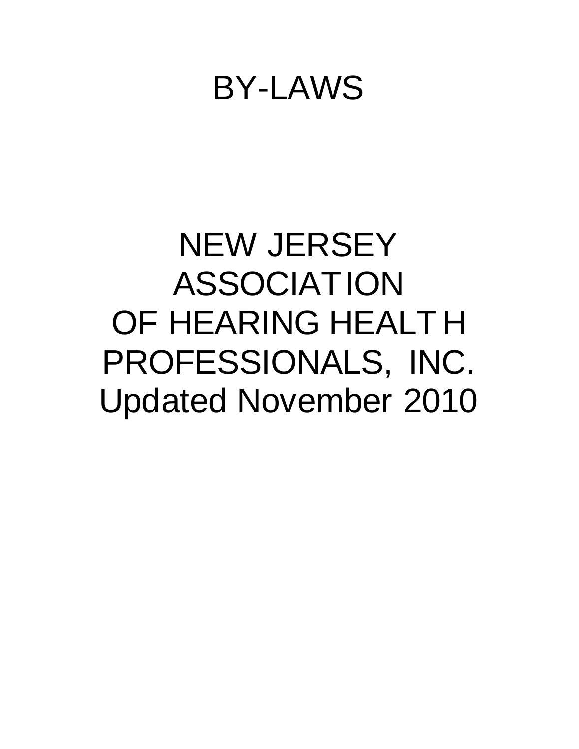# BY-LAWS

# NEW JERSEY ASSOCIATION OF HEARING HEALTH PROFESSIONALS, INC.

Updated November 2010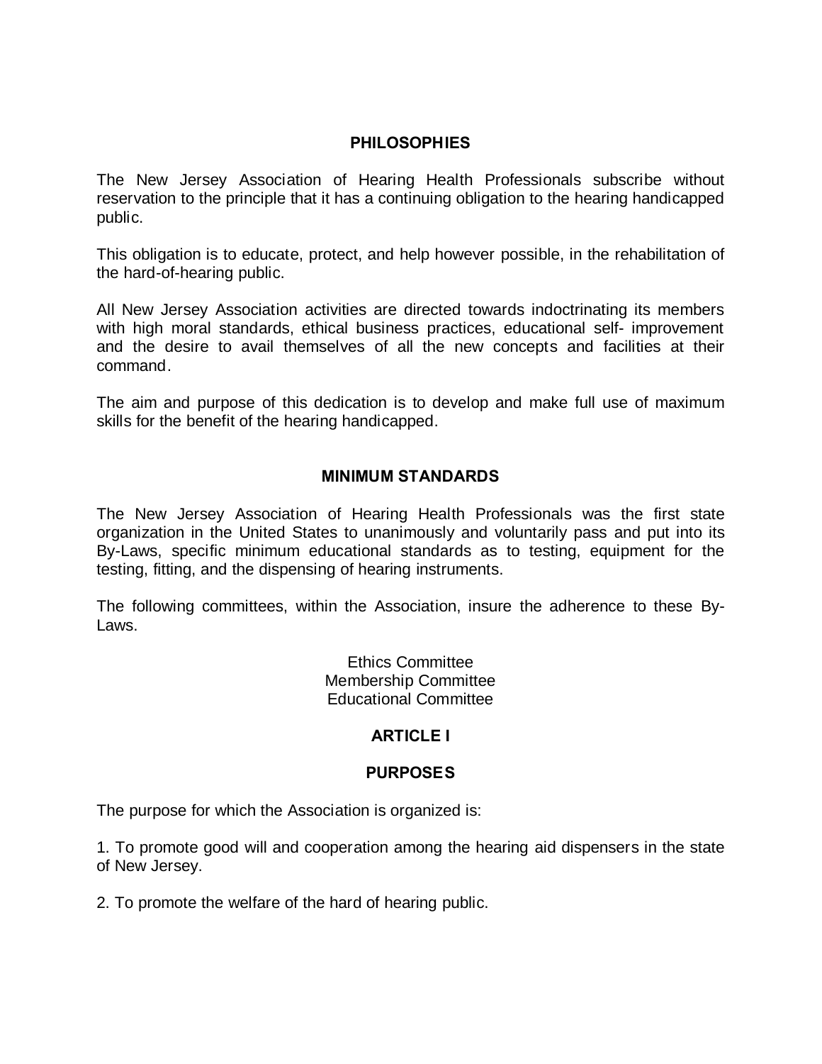## PHILOSOPHIES

The New Jersey Association of Hearing Health Professionals subscribe without reservation to the principle that it has a continuing obligation to the hearing handicapped public.

This obligation is to educate, protect, and help however possible, in the rehabilitation of the hard-of-hearing public.

All New Jersey Association activities are directed towards indoctrinating its members with high moral standards, ethical business practices, educational self- improvement and the desire to avail themselves of all the new concepts and facilities at their command.

The aim and purpose of this dedication is to develop and make full use of maximum skills for the benefit of the hearing handicapped.

## MINIMUM STANDARDS

The New Jersey Association of Hearing Health Professionals was the first state organization in the United States to unanimously and voluntarily pass and put into its By-Laws, specific minimum educational standards as to testing, equipment for the testing, fitting, and the dispensing of hearing instruments.

The following committees, within the Association, insure the adherence to these By-Laws.

Ethics Committee
Membership Committee
Educational Committee

## ARTICLE I

## PURPOSES

The purpose for which the Association is organized is:

1. To promote good will and cooperation among the hearing aid dispensers in the state of New Jersey.

2. To promote the welfare of the hard of hearing public.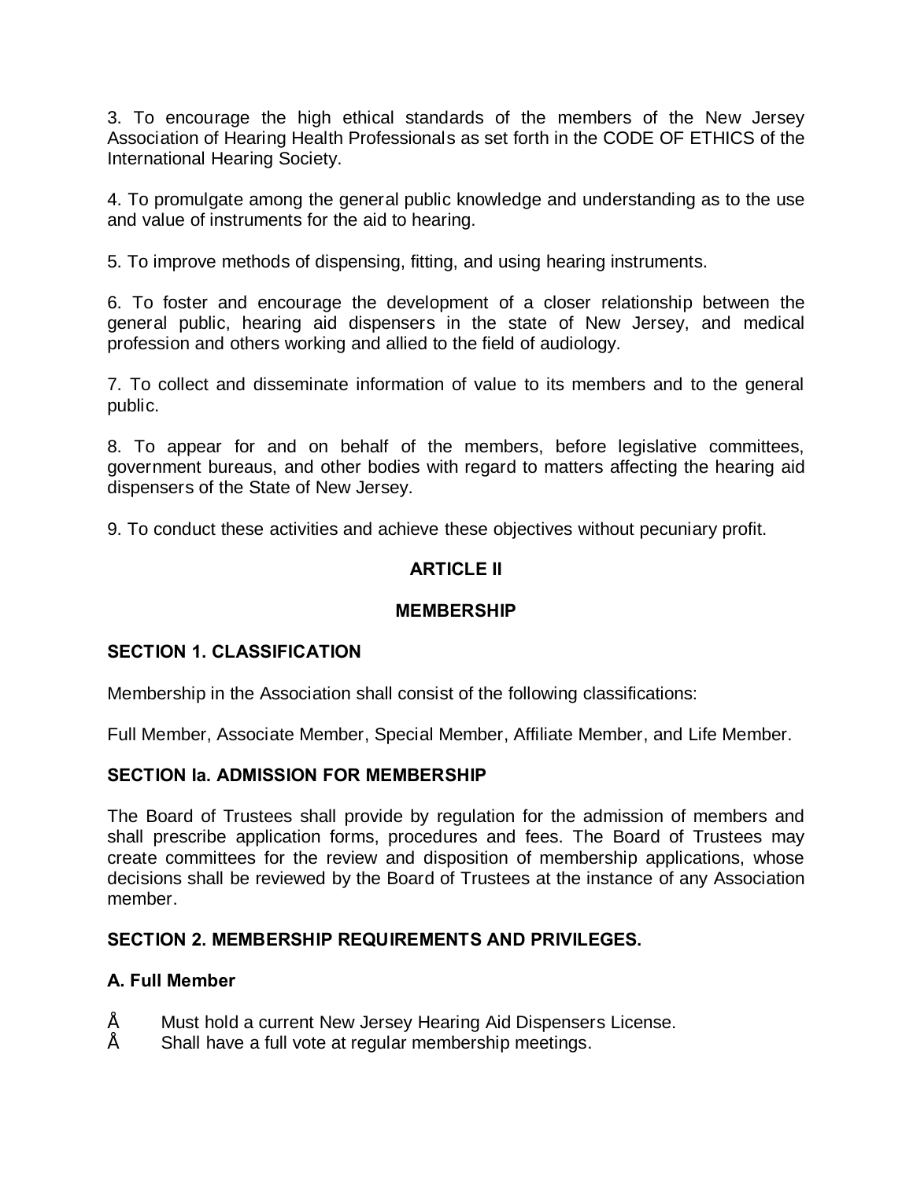3. To encourage the high ethical standards of the members of the New Jersey Association of Hearing Health Professionals as set forth in the CODE OF ETHICS of the International Hearing Society.

4. To promulgate among the general public knowledge and understanding as to the use and value of instruments for the aid to hearing.

5. To improve methods of dispensing, fitting, and using hearing instruments.

6. To foster and encourage the development of a closer relationship between the general public, hearing aid dispensers in the state of New Jersey, and medical profession and others working and allied to the field of audiology.

7. To collect and disseminate information of value to its members and to the general public.

8. To appear for and on behalf of the members, before legislative committees, government bureaus, and other bodies with regard to matters affecting the hearing aid dispensers of the State of New Jersey.

9. To conduct these activities and achieve these objectives without pecuniary profit.

## ARTICLE II

## MEMBERSHIP

### SECTION 1. CLASSIFICATION

Membership in the Association shall consist of the following classifications:

Full Member, Associate Member, Special Member, Affiliate Member, and Life Member.

### SECTION Ia. ADMISSION FOR MEMBERSHIP

The Board of Trustees shall provide by regulation for the admission of members and shall prescribe application forms, procedures and fees. The Board of Trustees may create committees for the review and disposition of membership applications, whose decisions shall be reviewed by the Board of Trustees at the instance of any Association member.

### SECTION 2. MEMBERSHIP REQUIREMENTS AND PRIVILEGES.

#### A. Full Member

- Must hold a current New Jersey Hearing Aid Dispensers License.
- Shall have a full vote at regular membership meetings.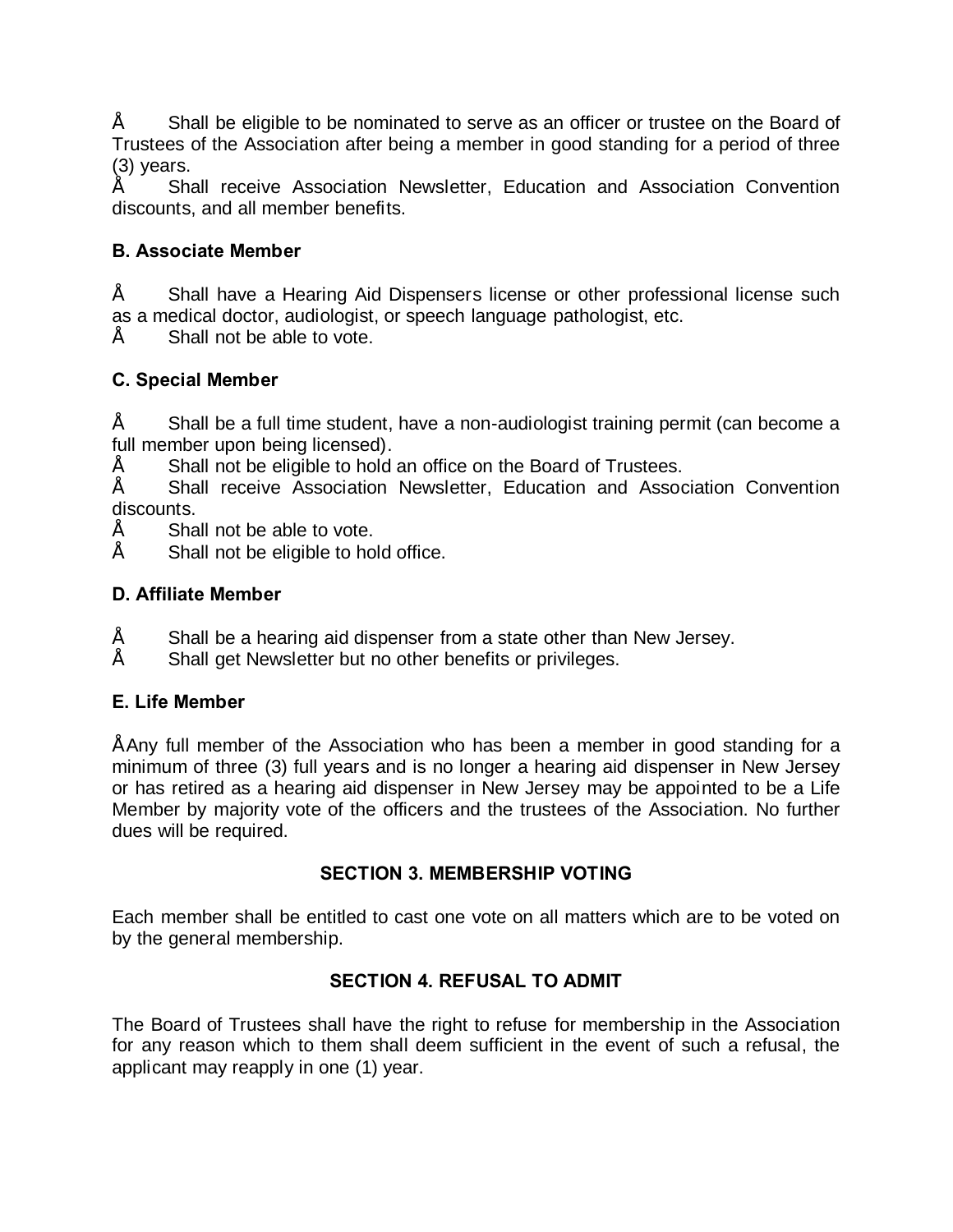- Shall be eligible to be nominated to serve as an officer or trustee on the Board of Trustees of the Association after being a member in good standing for a period of three (3) years.
- Shall receive Association Newsletter, Education and Association Convention discounts, and all member benefits.

**B. Associate Member**

- Shall have a Hearing Aid Dispensers license or other professional license such as a medical doctor, audiologist, or speech language pathologist, etc.
- Shall not be able to vote.

**C. Special Member**

- Shall be a full time student, have a non-audiologist training permit (can become a full member upon being licensed).
- Shall not be eligible to hold an office on the Board of Trustees.
- Shall receive Association Newsletter, Education and Association Convention discounts.
- Shall not be able to vote.
- Shall not be eligible to hold office.

**D. Affiliate Member**

- Shall be a hearing aid dispenser from a state other than New Jersey.
- Shall get Newsletter but no other benefits or privileges.

**E. Life Member**

- Any full member of the Association who has been a member in good standing for a minimum of three (3) full years and is no longer a hearing aid dispenser in New Jersey or has retired as a hearing aid dispenser in New Jersey may be appointed to be a Life Member by majority vote of the officers and the trustees of the Association. No further dues will be required.

## SECTION 3. MEMBERSHIP VOTING

Each member shall be entitled to cast one vote on all matters which are to be voted on by the general membership.

## SECTION 4. REFUSAL TO ADMIT

The Board of Trustees shall have the right to refuse for membership in the Association for any reason which to them shall deem sufficient in the event of such a refusal, the applicant may reapply in one (1) year.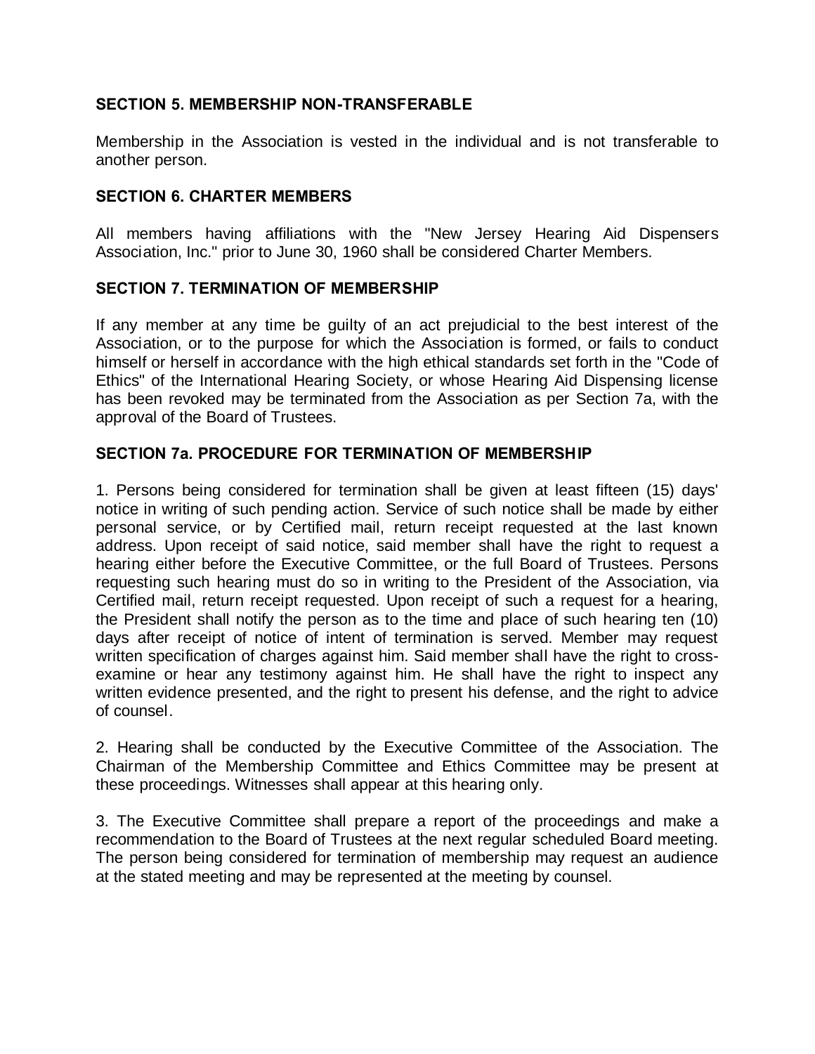### SECTION 5. MEMBERSHIP NON-TRANSFERABLE

Membership in the Association is vested in the individual and is not transferable to another person.

### SECTION 6. CHARTER MEMBERS

All members having affiliations with the "New Jersey Hearing Aid Dispensers Association, Inc." prior to June 30, 1960 shall be considered Charter Members.

### SECTION 7. TERMINATION OF MEMBERSHIP

If any member at any time be guilty of an act prejudicial to the best interest of the Association, or to the purpose for which the Association is formed, or fails to conduct himself or herself in accordance with the high ethical standards set forth in the "Code of Ethics" of the International Hearing Society, or whose Hearing Aid Dispensing license has been revoked may be terminated from the Association as per Section 7a, with the approval of the Board of Trustees.

### SECTION 7a. PROCEDURE FOR TERMINATION OF MEMBERSHIP

1. Persons being considered for termination shall be given at least fifteen (15) days' notice in writing of such pending action. Service of such notice shall be made by either personal service, or by Certified mail, return receipt requested at the last known address. Upon receipt of said notice, said member shall have the right to request a hearing either before the Executive Committee, or the full Board of Trustees. Persons requesting such hearing must do so in writing to the President of the Association, via Certified mail, return receipt requested. Upon receipt of such a request for a hearing, the President shall notify the person as to the time and place of such hearing ten (10) days after receipt of notice of intent of termination is served. Member may request written specification of charges against him. Said member shall have the right to cross-examine or hear any testimony against him. He shall have the right to inspect any written evidence presented, and the right to present his defense, and the right to advice of counsel.

2. Hearing shall be conducted by the Executive Committee of the Association. The Chairman of the Membership Committee and Ethics Committee may be present at these proceedings. Witnesses shall appear at this hearing only.

3. The Executive Committee shall prepare a report of the proceedings and make a recommendation to the Board of Trustees at the next regular scheduled Board meeting. The person being considered for termination of membership may request an audience at the stated meeting and may be represented at the meeting by counsel.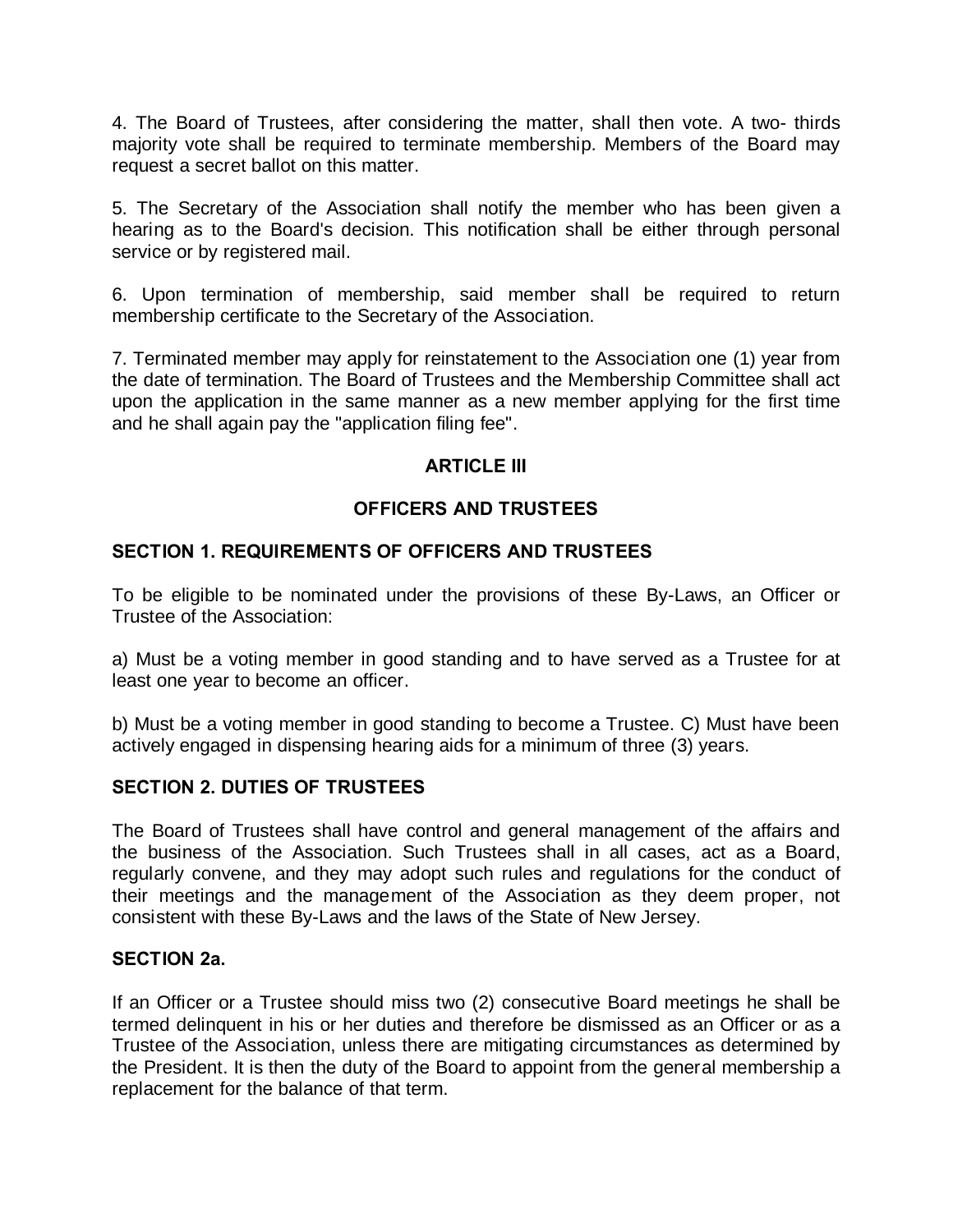4. The Board of Trustees, after considering the matter, shall then vote. A two- thirds majority vote shall be required to terminate membership. Members of the Board may request a secret ballot on this matter.

5. The Secretary of the Association shall notify the member who has been given a hearing as to the Board's decision. This notification shall be either through personal service or by registered mail.

6. Upon termination of membership, said member shall be required to return membership certificate to the Secretary of the Association.

7. Terminated member may apply for reinstatement to the Association one (1) year from the date of termination. The Board of Trustees and the Membership Committee shall act upon the application in the same manner as a new member applying for the first time and he shall again pay the "application filing fee".

## ARTICLE III

## OFFICERS AND TRUSTEES

### SECTION 1. REQUIREMENTS OF OFFICERS AND TRUSTEES

To be eligible to be nominated under the provisions of these By-Laws, an Officer or Trustee of the Association:

a) Must be a voting member in good standing and to have served as a Trustee for at least one year to become an officer.

b) Must be a voting member in good standing to become a Trustee. C) Must have been actively engaged in dispensing hearing aids for a minimum of three (3) years.

### SECTION 2. DUTIES OF TRUSTEES

The Board of Trustees shall have control and general management of the affairs and the business of the Association. Such Trustees shall in all cases, act as a Board, regularly convene, and they may adopt such rules and regulations for the conduct of their meetings and the management of the Association as they deem proper, not consistent with these By-Laws and the laws of the State of New Jersey.

### SECTION 2a.

If an Officer or a Trustee should miss two (2) consecutive Board meetings he shall be termed delinquent in his or her duties and therefore be dismissed as an Officer or as a Trustee of the Association, unless there are mitigating circumstances as determined by the President. It is then the duty of the Board to appoint from the general membership a replacement for the balance of that term.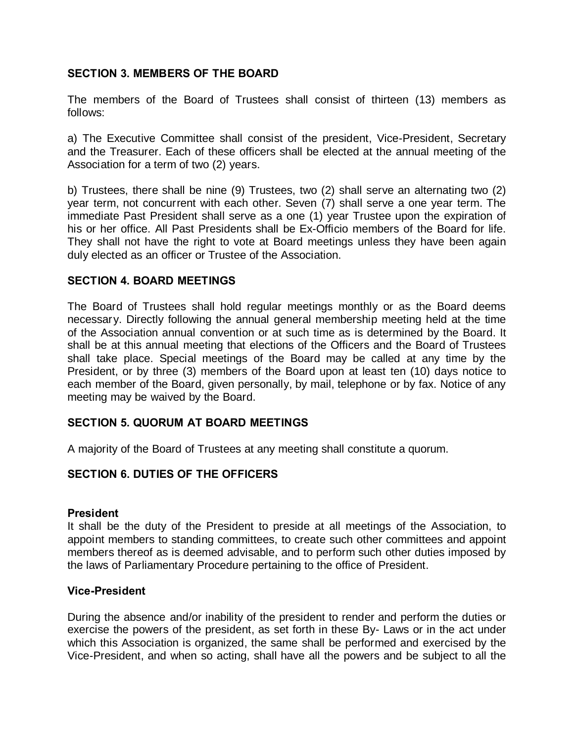### SECTION 3. MEMBERS OF THE BOARD

The members of the Board of Trustees shall consist of thirteen (13) members as follows:

a) The Executive Committee shall consist of the president, Vice-President, Secretary and the Treasurer. Each of these officers shall be elected at the annual meeting of the Association for a term of two (2) years.

b) Trustees, there shall be nine (9) Trustees, two (2) shall serve an alternating two (2) year term, not concurrent with each other. Seven (7) shall serve a one year term. The immediate Past President shall serve as a one (1) year Trustee upon the expiration of his or her office. All Past Presidents shall be Ex-Officio members of the Board for life. They shall not have the right to vote at Board meetings unless they have been again duly elected as an officer or Trustee of the Association.

### SECTION 4. BOARD MEETINGS

The Board of Trustees shall hold regular meetings monthly or as the Board deems necessary. Directly following the annual general membership meeting held at the time of the Association annual convention or at such time as is determined by the Board. It shall be at this annual meeting that elections of the Officers and the Board of Trustees shall take place. Special meetings of the Board may be called at any time by the President, or by three (3) members of the Board upon at least ten (10) days notice to each member of the Board, given personally, by mail, telephone or by fax. Notice of any meeting may be waived by the Board.

### SECTION 5. QUORUM AT BOARD MEETINGS

A majority of the Board of Trustees at any meeting shall constitute a quorum.

### SECTION 6. DUTIES OF THE OFFICERS

#### President

It shall be the duty of the President to preside at all meetings of the Association, to appoint members to standing committees, to create such other committees and appoint members thereof as is deemed advisable, and to perform such other duties imposed by the laws of Parliamentary Procedure pertaining to the office of President.

#### Vice-President

During the absence and/or inability of the president to render and perform the duties or exercise the powers of the president, as set forth in these By- Laws or in the act under which this Association is organized, the same shall be performed and exercised by the Vice-President, and when so acting, shall have all the powers and be subject to all the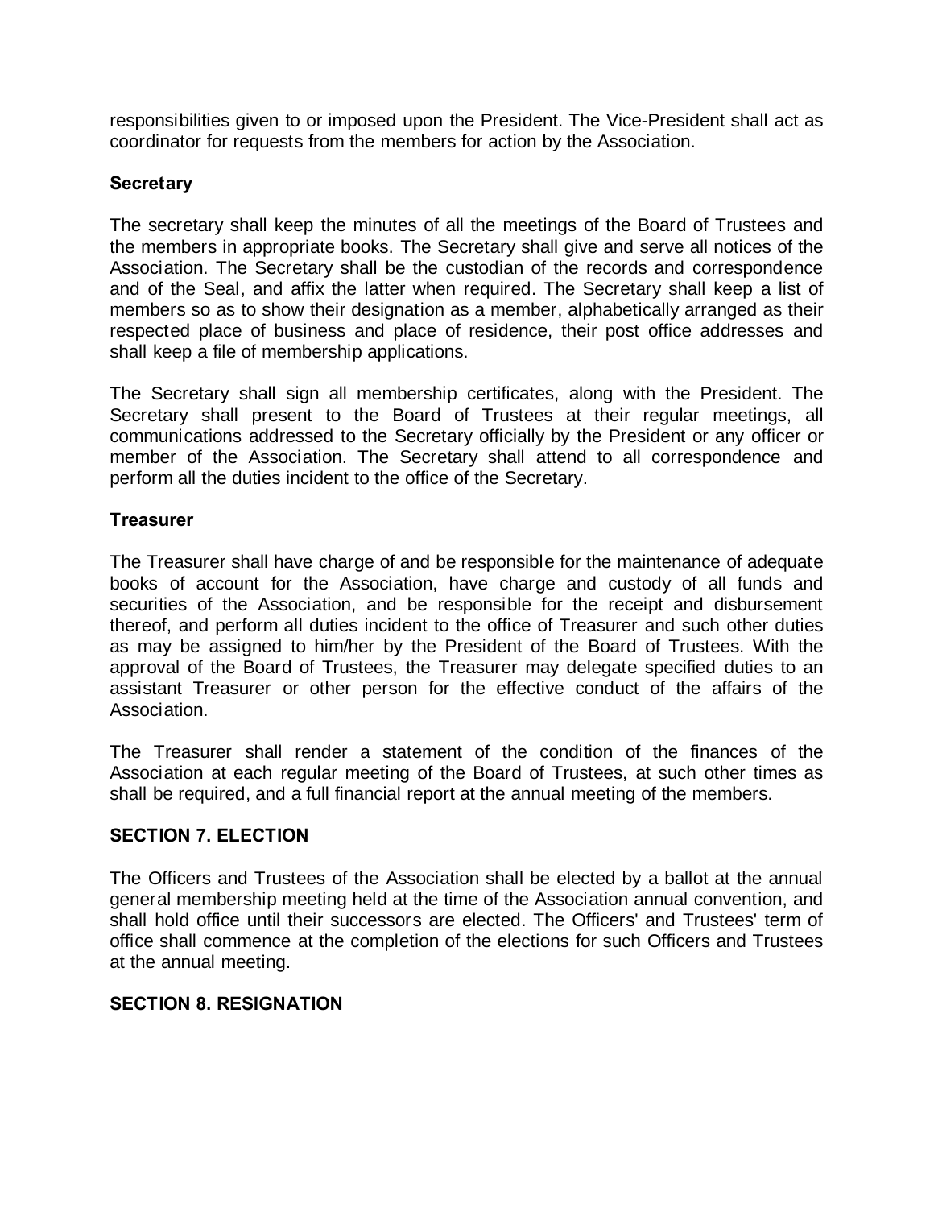responsibilities given to or imposed upon the President. The Vice-President shall act as coordinator for requests from the members for action by the Association.

**Secretary**

The secretary shall keep the minutes of all the meetings of the Board of Trustees and the members in appropriate books. The Secretary shall give and serve all notices of the Association. The Secretary shall be the custodian of the records and correspondence and of the Seal, and affix the latter when required. The Secretary shall keep a list of members so as to show their designation as a member, alphabetically arranged as their respected place of business and place of residence, their post office addresses and shall keep a file of membership applications.

The Secretary shall sign all membership certificates, along with the President. The Secretary shall present to the Board of Trustees at their regular meetings, all communications addressed to the Secretary officially by the President or any officer or member of the Association. The Secretary shall attend to all correspondence and perform all the duties incident to the office of the Secretary.

**Treasurer**

The Treasurer shall have charge of and be responsible for the maintenance of adequate books of account for the Association, have charge and custody of all funds and securities of the Association, and be responsible for the receipt and disbursement thereof, and perform all duties incident to the office of Treasurer and such other duties as may be assigned to him/her by the President of the Board of Trustees. With the approval of the Board of Trustees, the Treasurer may delegate specified duties to an assistant Treasurer or other person for the effective conduct of the affairs of the Association.

The Treasurer shall render a statement of the condition of the finances of the Association at each regular meeting of the Board of Trustees, at such other times as shall be required, and a full financial report at the annual meeting of the members.

### SECTION 7. ELECTION

The Officers and Trustees of the Association shall be elected by a ballot at the annual general membership meeting held at the time of the Association annual convention, and shall hold office until their successors are elected. The Officers' and Trustees' term of office shall commence at the completion of the elections for such Officers and Trustees at the annual meeting.

### SECTION 8. RESIGNATION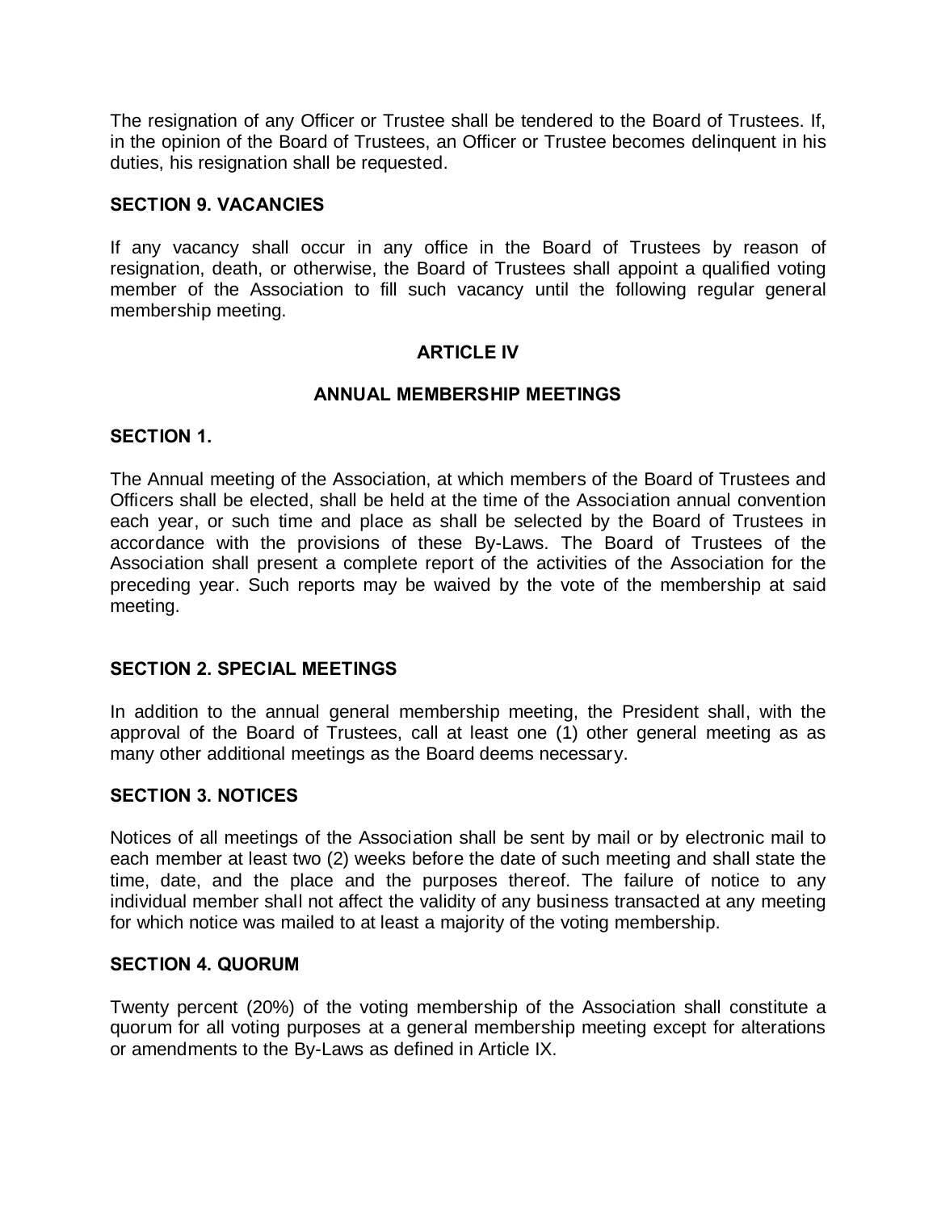The resignation of any Officer or Trustee shall be tendered to the Board of Trustees. If, in the opinion of the Board of Trustees, an Officer or Trustee becomes delinquent in his duties, his resignation shall be requested.

### SECTION 9. VACANCIES

If any vacancy shall occur in any office in the Board of Trustees by reason of resignation, death, or otherwise, the Board of Trustees shall appoint a qualified voting member of the Association to fill such vacancy until the following regular general membership meeting.

## ARTICLE IV

## ANNUAL MEMBERSHIP MEETINGS

### SECTION 1.

The Annual meeting of the Association, at which members of the Board of Trustees and Officers shall be elected, shall be held at the time of the Association annual convention each year, or such time and place as shall be selected by the Board of Trustees in accordance with the provisions of these By-Laws. The Board of Trustees of the Association shall present a complete report of the activities of the Association for the preceding year. Such reports may be waived by the vote of the membership at said meeting.

### SECTION 2. SPECIAL MEETINGS

In addition to the annual general membership meeting, the President shall, with the approval of the Board of Trustees, call at least one (1) other general meeting as as many other additional meetings as the Board deems necessary.

### SECTION 3. NOTICES

Notices of all meetings of the Association shall be sent by mail or by electronic mail to each member at least two (2) weeks before the date of such meeting and shall state the time, date, and the place and the purposes thereof. The failure of notice to any individual member shall not affect the validity of any business transacted at any meeting for which notice was mailed to at least a majority of the voting membership.

### SECTION 4. QUORUM

Twenty percent (20%) of the voting membership of the Association shall constitute a quorum for all voting purposes at a general membership meeting except for alterations or amendments to the By-Laws as defined in Article IX.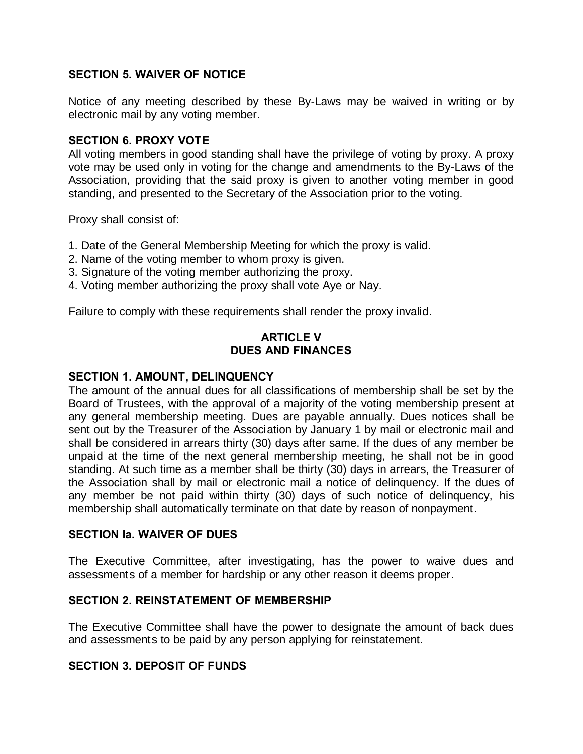### SECTION 5. WAIVER OF NOTICE

Notice of any meeting described by these By-Laws may be waived in writing or by electronic mail by any voting member.

### SECTION 6. PROXY VOTE

All voting members in good standing shall have the privilege of voting by proxy. A proxy vote may be used only in voting for the change and amendments to the By-Laws of the Association, providing that the said proxy is given to another voting member in good standing, and presented to the Secretary of the Association prior to the voting.

Proxy shall consist of:

1. Date of the General Membership Meeting for which the proxy is valid.
2. Name of the voting member to whom proxy is given.
3. Signature of the voting member authorizing the proxy.
4. Voting member authorizing the proxy shall vote Aye or Nay.

Failure to comply with these requirements shall render the proxy invalid.

## ARTICLE V
## DUES AND FINANCES

### SECTION 1. AMOUNT, DELINQUENCY

The amount of the annual dues for all classifications of membership shall be set by the Board of Trustees, with the approval of a majority of the voting membership present at any general membership meeting. Dues are payable annually. Dues notices shall be sent out by the Treasurer of the Association by January 1 by mail or electronic mail and shall be considered in arrears thirty (30) days after same. If the dues of any member be unpaid at the time of the next general membership meeting, he shall not be in good standing. At such time as a member shall be thirty (30) days in arrears, the Treasurer of the Association shall by mail or electronic mail a notice of delinquency. If the dues of any member be not paid within thirty (30) days of such notice of delinquency, his membership shall automatically terminate on that date by reason of nonpayment.

### SECTION Ia. WAIVER OF DUES

The Executive Committee, after investigating, has the power to waive dues and assessments of a member for hardship or any other reason it deems proper.

### SECTION 2. REINSTATEMENT OF MEMBERSHIP

The Executive Committee shall have the power to designate the amount of back dues and assessments to be paid by any person applying for reinstatement.

### SECTION 3. DEPOSIT OF FUNDS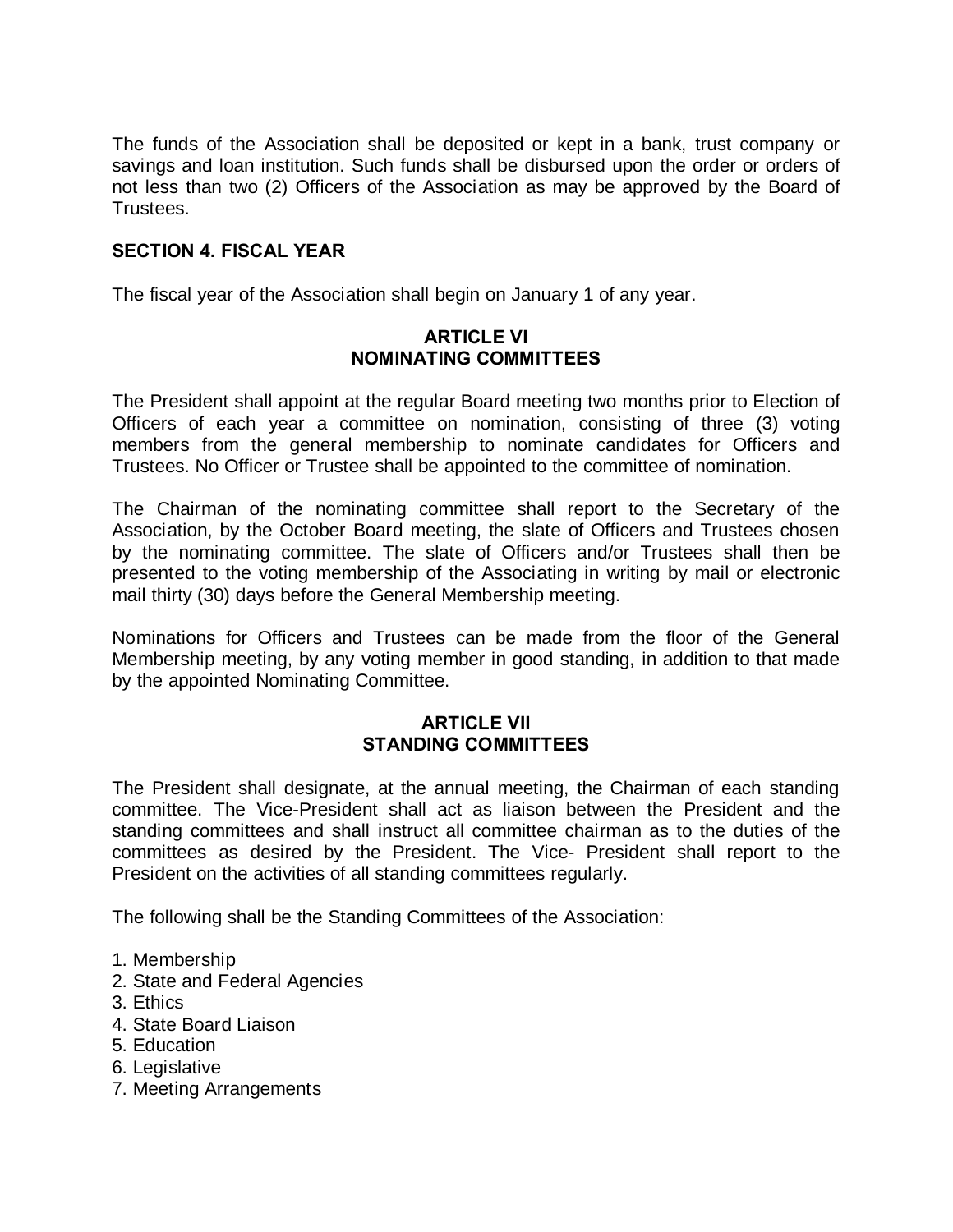The funds of the Association shall be deposited or kept in a bank, trust company or savings and loan institution. Such funds shall be disbursed upon the order or orders of not less than two (2) Officers of the Association as may be approved by the Board of Trustees.

**SECTION 4. FISCAL YEAR**

The fiscal year of the Association shall begin on January 1 of any year.

## ARTICLE VI
## NOMINATING COMMITTEES

The President shall appoint at the regular Board meeting two months prior to Election of Officers of each year a committee on nomination, consisting of three (3) voting members from the general membership to nominate candidates for Officers and Trustees. No Officer or Trustee shall be appointed to the committee of nomination.

The Chairman of the nominating committee shall report to the Secretary of the Association, by the October Board meeting, the slate of Officers and Trustees chosen by the nominating committee. The slate of Officers and/or Trustees shall then be presented to the voting membership of the Associating in writing by mail or electronic mail thirty (30) days before the General Membership meeting.

Nominations for Officers and Trustees can be made from the floor of the General Membership meeting, by any voting member in good standing, in addition to that made by the appointed Nominating Committee.

## ARTICLE VII
## STANDING COMMITTEES

The President shall designate, at the annual meeting, the Chairman of each standing committee. The Vice-President shall act as liaison between the President and the standing committees and shall instruct all committee chairman as to the duties of the committees as desired by the President. The Vice- President shall report to the President on the activities of all standing committees regularly.

The following shall be the Standing Committees of the Association:

1. Membership
2. State and Federal Agencies
3. Ethics
4. State Board Liaison
5. Education
6. Legislative
7. Meeting Arrangements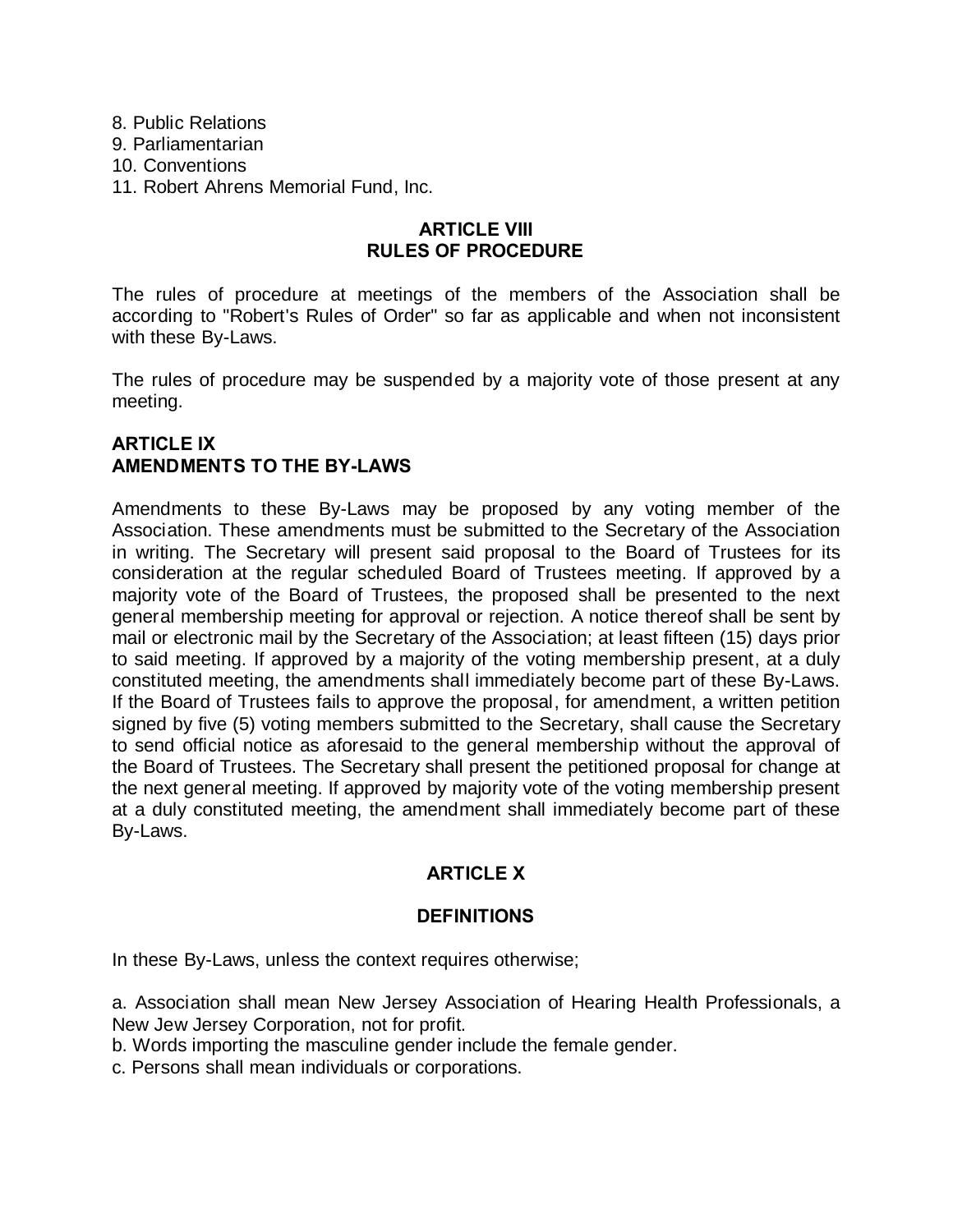8. Public Relations
9. Parliamentarian
10. Conventions
11. Robert Ahrens Memorial Fund, Inc.

## ARTICLE VIII
## RULES OF PROCEDURE

The rules of procedure at meetings of the members of the Association shall be according to "Robert's Rules of Order" so far as applicable and when not inconsistent with these By-Laws.

The rules of procedure may be suspended by a majority vote of those present at any meeting.

## ARTICLE IX
## AMENDMENTS TO THE BY-LAWS

Amendments to these By-Laws may be proposed by any voting member of the Association. These amendments must be submitted to the Secretary of the Association in writing. The Secretary will present said proposal to the Board of Trustees for its consideration at the regular scheduled Board of Trustees meeting. If approved by a majority vote of the Board of Trustees, the proposed shall be presented to the next general membership meeting for approval or rejection. A notice thereof shall be sent by mail or electronic mail by the Secretary of the Association; at least fifteen (15) days prior to said meeting. If approved by a majority of the voting membership present, at a duly constituted meeting, the amendments shall immediately become part of these By-Laws. If the Board of Trustees fails to approve the proposal, for amendment, a written petition signed by five (5) voting members submitted to the Secretary, shall cause the Secretary to send official notice as aforesaid to the general membership without the approval of the Board of Trustees. The Secretary shall present the petitioned proposal for change at the next general meeting. If approved by majority vote of the voting membership present at a duly constituted meeting, the amendment shall immediately become part of these By-Laws.

## ARTICLE X

## DEFINITIONS

In these By-Laws, unless the context requires otherwise;

a. Association shall mean New Jersey Association of Hearing Health Professionals, a New Jew Jersey Corporation, not for profit.
b. Words importing the masculine gender include the female gender.
c. Persons shall mean individuals or corporations.